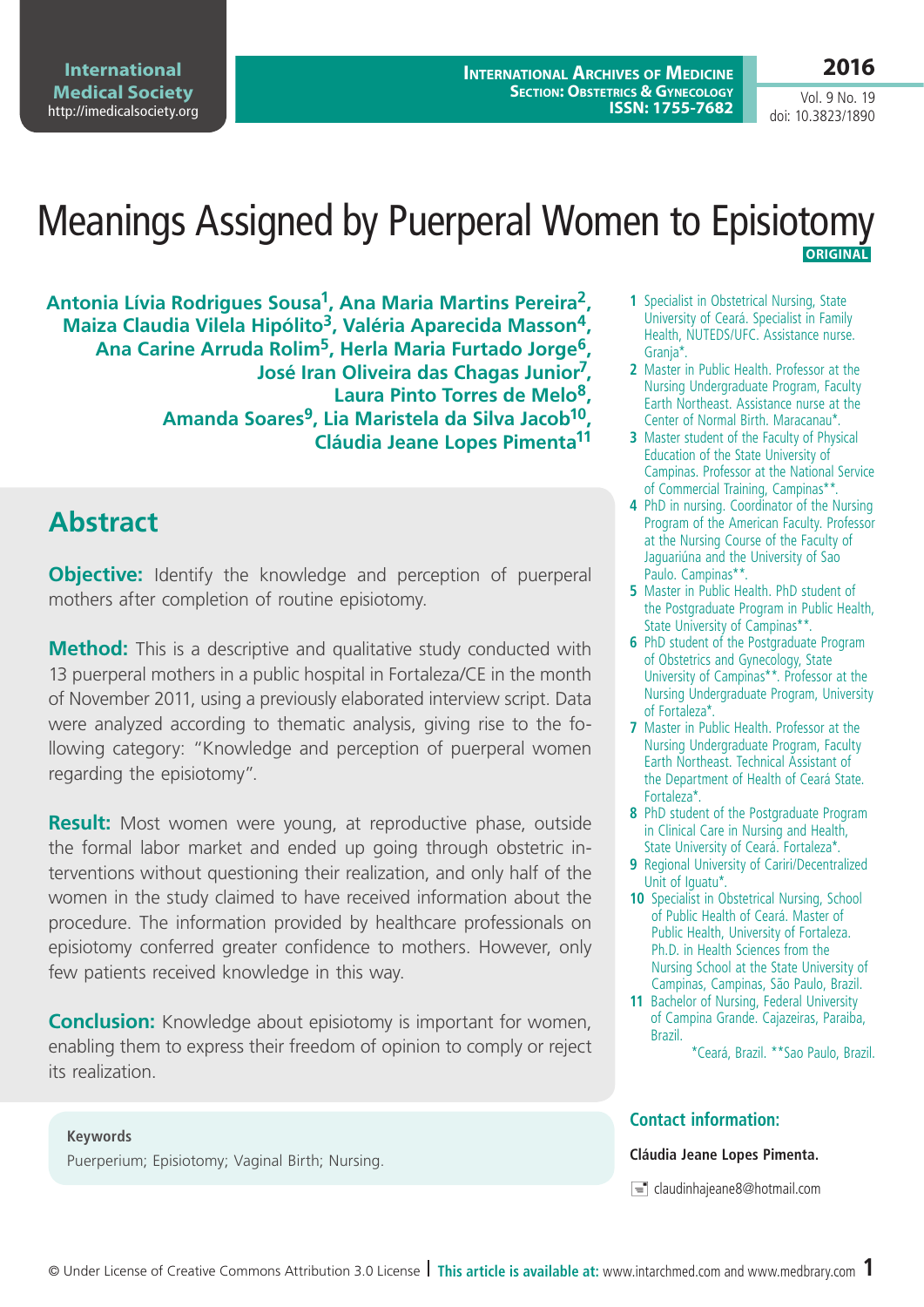# Meanings Assigned by Puerperal Women to Episiotomy

**ORIGINAL**

**Antonia Lívia Rodrigues Sousa[1], Ana Maria Martins Pereira[2], Maiza Claudia Vilela Hipólito[3], Valéria Aparecida Masson[4], Ana Carine Arruda Rolim[5], Herla Maria Furtado Jorge[6], José Iran Oliveira das Chagas Junior[7], Laura Pinto Torres de Melo[8], Amanda Soares[9], Lia Maristela da Silva Jacob[10], Cláudia Jeane Lopes Pimenta[11]**

1 Specialist in Obstetrical Nursing, State University of Ceará. Specialist in Family Health, NUTEDS/UFC. Assistance nurse. Granja*.

2 Master in Public Health. Professor at the Nursing Undergraduate Program, Faculty Earth Northeast. Assistance nurse at the Center of Normal Birth. Maracanau*.

3 Master student of the Faculty of Physical Education of the State University of Campinas. Professor at the National Service of Commercial Training, Campinas**.

4 PhD in nursing. Coordinator of the Nursing Program of the American Faculty. Professor at the Nursing Course of the Faculty of Jaguariúna and the University of Sao Paulo. Campinas**.

5 Master in Public Health. PhD student of the Postgraduate Program in Public Health, State University of Campinas**.

6 PhD student of the Postgraduate Program of Obstetrics and Gynecology, State University of Campinas**. Professor at the Nursing Undergraduate Program, University of Fortaleza*.

7 Master in Public Health. Professor at the Nursing Undergraduate Program, Faculty Earth Northeast. Technical Assistant of the Department of Health of Ceará State. Fortaleza*.

8 PhD student of the Postgraduate Program in Clinical Care in Nursing and Health, State University of Ceará. Fortaleza*.

9 Regional University of Cariri/Decentralized Unit of Iguatu*.

10 Specialist in Obstetrical Nursing, School of Public Health of Ceará. Master of Public Health, University of Fortaleza. Ph.D. in Health Sciences from the Nursing School at the State University of Campinas, Campinas, São Paulo, Brazil.

11 Bachelor of Nursing, Federal University of Campina Grande. Cajazeiras, Paraiba, Brazil.

*Ceará, Brazil. **Sao Paulo, Brazil.

## Abstract

**Objective:** Identify the knowledge and perception of puerperal mothers after completion of routine episiotomy.

**Method:** This is a descriptive and qualitative study conducted with 13 puerperal mothers in a public hospital in Fortaleza/CE in the month of November 2011, using a previously elaborated interview script. Data were analyzed according to thematic analysis, giving rise to the following category: "Knowledge and perception of puerperal women regarding the episiotomy".

**Result:** Most women were young, at reproductive phase, outside the formal labor market and ended up going through obstetric interventions without questioning their realization, and only half of the women in the study claimed to have received information about the procedure. The information provided by healthcare professionals on episiotomy conferred greater confidence to mothers. However, only few patients received knowledge in this way.

**Conclusion:** Knowledge about episiotomy is important for women, enabling them to express their freedom of opinion to comply or reject its realization.

**Keywords**

Puerperium; Episiotomy; Vaginal Birth; Nursing.

**Contact information:**

**Cláudia Jeane Lopes Pimenta.**

claudinhajeane8@hotmail.com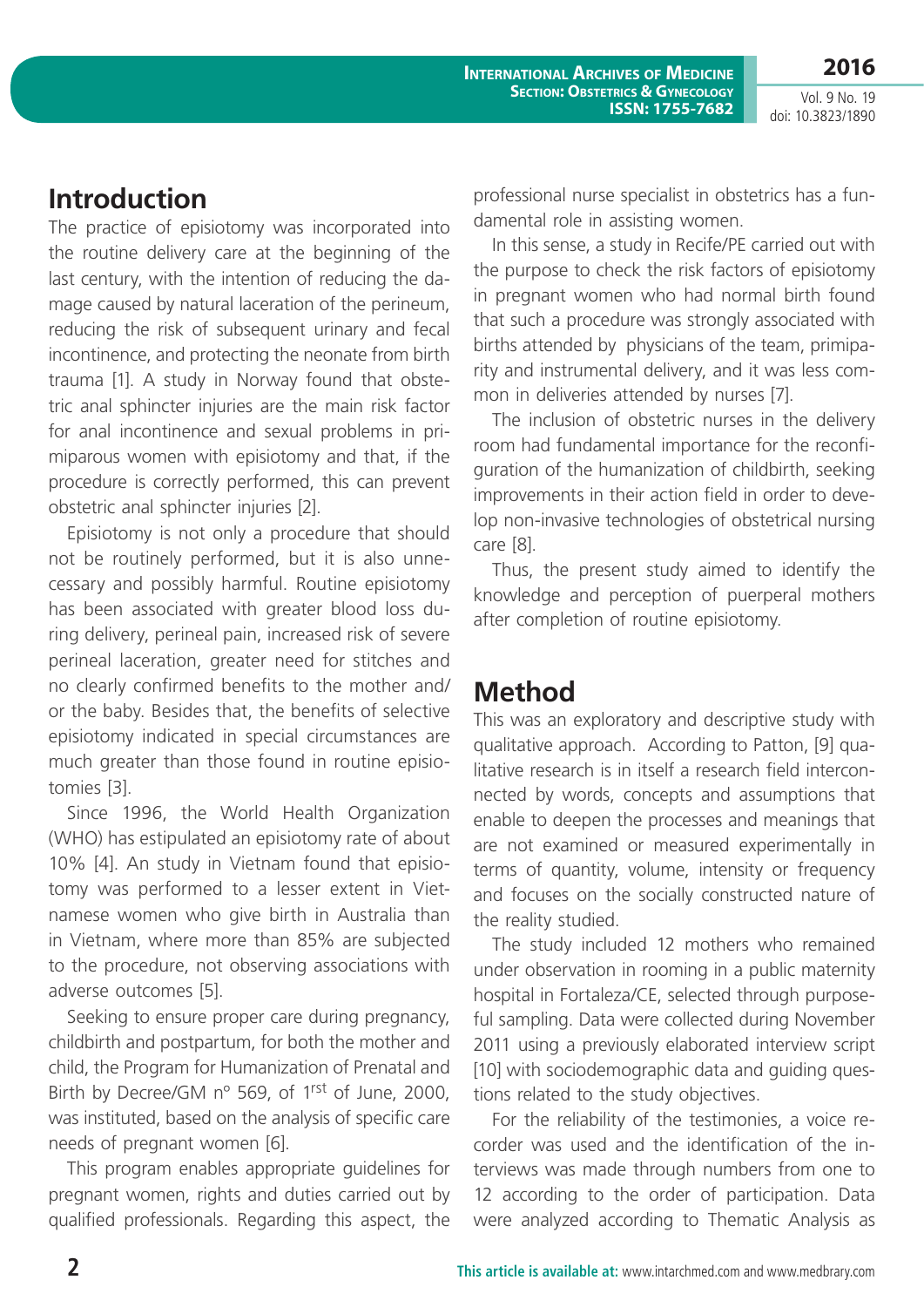## Introduction

The practice of episiotomy was incorporated into the routine delivery care at the beginning of the last century, with the intention of reducing the damage caused by natural laceration of the perineum, reducing the risk of subsequent urinary and fecal incontinence, and protecting the neonate from birth trauma [1]. A study in Norway found that obstetric anal sphincter injuries are the main risk factor for anal incontinence and sexual problems in primiparous women with episiotomy and that, if the procedure is correctly performed, this can prevent obstetric anal sphincter injuries [2].

Episiotomy is not only a procedure that should not be routinely performed, but it is also unnecessary and possibly harmful. Routine episiotomy has been associated with greater blood loss during delivery, perineal pain, increased risk of severe perineal laceration, greater need for stitches and no clearly confirmed benefits to the mother and/or the baby. Besides that, the benefits of selective episiotomy indicated in special circumstances are much greater than those found in routine episiotomies [3].

Since 1996, the World Health Organization (WHO) has estipulated an episiotomy rate of about 10% [4]. An study in Vietnam found that episiotomy was performed to a lesser extent in Vietnamese women who give birth in Australia than in Vietnam, where more than 85% are subjected to the procedure, not observing associations with adverse outcomes [5].

Seeking to ensure proper care during pregnancy, childbirth and postpartum, for both the mother and child, the Program for Humanization of Prenatal and Birth by Decree/GM nº 569, of 1rst of June, 2000, was instituted, based on the analysis of specific care needs of pregnant women [6].

This program enables appropriate guidelines for pregnant women, rights and duties carried out by qualified professionals. Regarding this aspect, the professional nurse specialist in obstetrics has a fundamental role in assisting women.

In this sense, a study in Recife/PE carried out with the purpose to check the risk factors of episiotomy in pregnant women who had normal birth found that such a procedure was strongly associated with births attended by physicians of the team, primiparity and instrumental delivery, and it was less common in deliveries attended by nurses [7].

The inclusion of obstetric nurses in the delivery room had fundamental importance for the reconfiguration of the humanization of childbirth, seeking improvements in their action field in order to develop non-invasive technologies of obstetrical nursing care [8].

Thus, the present study aimed to identify the knowledge and perception of puerperal mothers after completion of routine episiotomy.

## Method

This was an exploratory and descriptive study with qualitative approach. According to Patton, [9] qualitative research is in itself a research field interconnected by words, concepts and assumptions that enable to deepen the processes and meanings that are not examined or measured experimentally in terms of quantity, volume, intensity or frequency and focuses on the socially constructed nature of the reality studied.

The study included 12 mothers who remained under observation in rooming in a public maternity hospital in Fortaleza/CE, selected through purposeful sampling. Data were collected during November 2011 using a previously elaborated interview script [10] with sociodemographic data and guiding questions related to the study objectives.

For the reliability of the testimonies, a voice recorder was used and the identification of the interviews was made through numbers from one to 12 according to the order of participation. Data were analyzed according to Thematic Analysis as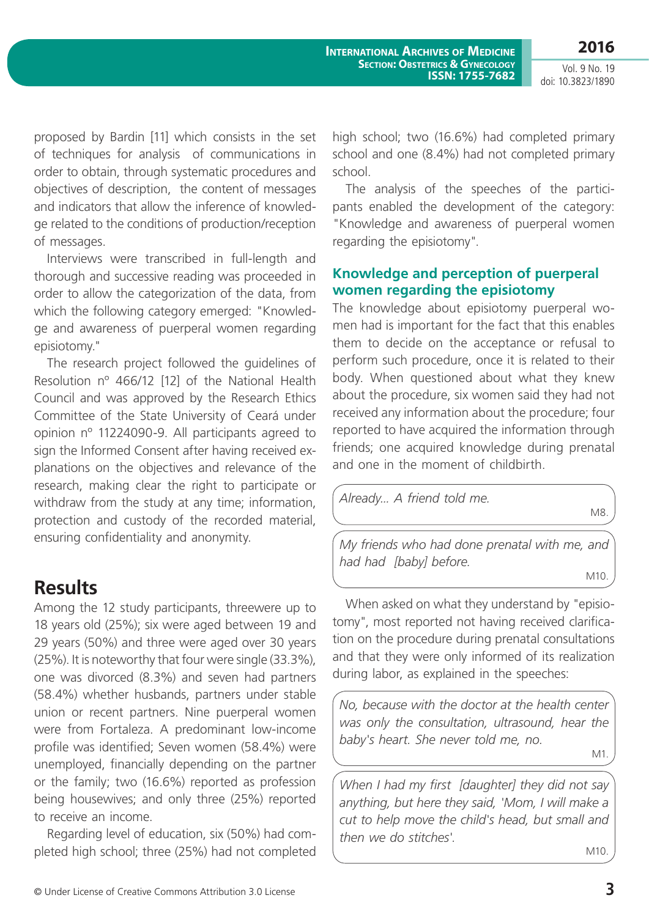proposed by Bardin [11] which consists in the set of techniques for analysis of communications in order to obtain, through systematic procedures and objectives of description, the content of messages and indicators that allow the inference of knowledge related to the conditions of production/reception of messages.

Interviews were transcribed in full-length and thorough and successive reading was proceeded in order to allow the categorization of the data, from which the following category emerged: "Knowledge and awareness of puerperal women regarding episiotomy."

The research project followed the guidelines of Resolution nº 466/12 [12] of the National Health Council and was approved by the Research Ethics Committee of the State University of Ceará under opinion nº 11224090-9. All participants agreed to sign the Informed Consent after having received explanations on the objectives and relevance of the research, making clear the right to participate or withdraw from the study at any time; information, protection and custody of the recorded material, ensuring confidentiality and anonymity.

## Results

Among the 12 study participants, threewere up to 18 years old (25%); six were aged between 19 and 29 years (50%) and three were aged over 30 years (25%). It is noteworthy that four were single (33.3%), one was divorced (8.3%) and seven had partners (58.4%) whether husbands, partners under stable union or recent partners. Nine puerperal women were from Fortaleza. A predominant low-income profile was identified; Seven women (58.4%) were unemployed, financially depending on the partner or the family; two (16.6%) reported as profession being housewives; and only three (25%) reported to receive an income.

Regarding level of education, six (50%) had completed high school; three (25%) had not completed high school; two (16.6%) had completed primary school and one (8.4%) had not completed primary school.

The analysis of the speeches of the participants enabled the development of the category: "Knowledge and awareness of puerperal women regarding the episiotomy".

### Knowledge and perception of puerperal women regarding the episiotomy

The knowledge about episiotomy puerperal women had is important for the fact that this enables them to decide on the acceptance or refusal to perform such procedure, once it is related to their body. When questioned about what they knew about the procedure, six women said they had not received any information about the procedure; four reported to have acquired the information through friends; one acquired knowledge during prenatal and one in the moment of childbirth.

> *Already... A friend told me.*
>
> M8.

> *My friends who had done prenatal with me, and had had [baby] before.*
>
> M10.

When asked on what they understand by "episiotomy", most reported not having received clarification on the procedure during prenatal consultations and that they were only informed of its realization during labor, as explained in the speeches:

> *No, because with the doctor at the health center was only the consultation, ultrasound, hear the baby's heart. She never told me, no.*
>
> M1.

> *When I had my first [daughter] they did not say anything, but here they said, 'Mom, I will make a cut to help move the child's head, but small and then we do stitches'.*
>
> M10.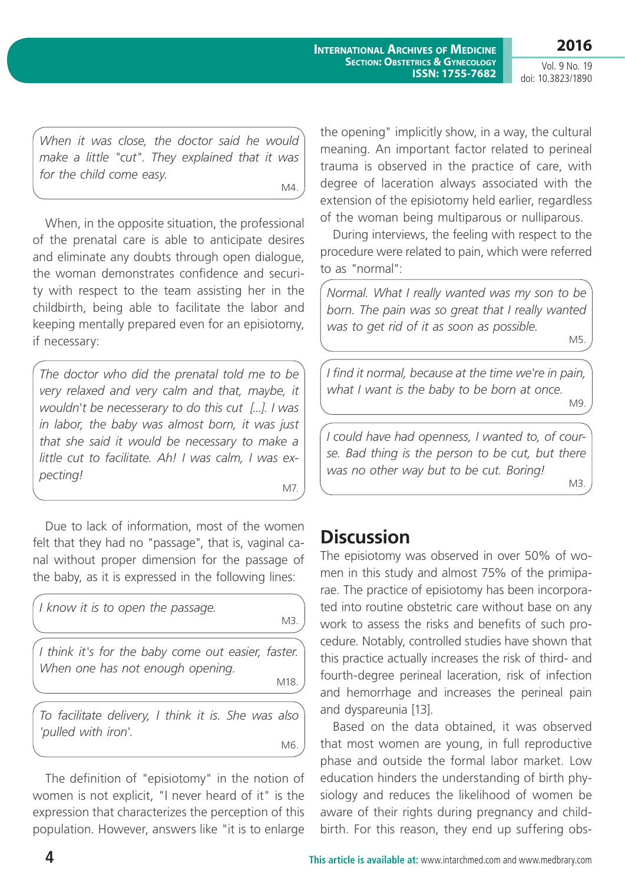> *When it was close, the doctor said he would make a little "cut". They explained that it was for the child come easy.*
>
> M4.

When, in the opposite situation, the professional of the prenatal care is able to anticipate desires and eliminate any doubts through open dialogue, the woman demonstrates confidence and security with respect to the team assisting her in the childbirth, being able to facilitate the labor and keeping mentally prepared even for an episiotomy, if necessary:

> *The doctor who did the prenatal told me to be very relaxed and very calm and that, maybe, it wouldn't be necesserary to do this cut [...]. I was in labor, the baby was almost born, it was just that she said it would be necessary to make a little cut to facilitate. Ah! I was calm, I was expecting!*
>
> M7.

Due to lack of information, most of the women felt that they had no "passage", that is, vaginal canal without proper dimension for the passage of the baby, as it is expressed in the following lines:

> *I know it is to open the passage.*
>
> M3.

> *I think it's for the baby come out easier, faster. When one has not enough opening.*
>
> M18.

> *To facilitate delivery, I think it is. She was also 'pulled with iron'.*
>
> M6.

The definition of "episiotomy" in the notion of women is not explicit, "I never heard of it" is the expression that characterizes the perception of this population. However, answers like "it is to enlarge the opening" implicitly show, in a way, the cultural meaning. An important factor related to perineal trauma is observed in the practice of care, with degree of laceration always associated with the extension of the episiotomy held earlier, regardless of the woman being multiparous or nulliparous.

During interviews, the feeling with respect to the procedure were related to pain, which were referred to as "normal":

> *Normal. What I really wanted was my son to be born. The pain was so great that I really wanted was to get rid of it as soon as possible.*
>
> M5.

> *I find it normal, because at the time we're in pain, what I want is the baby to be born at once.*
>
> M9.

> *I could have had openness, I wanted to, of course. Bad thing is the person to be cut, but there was no other way but to be cut. Boring!*
>
> M3.

## Discussion

The episiotomy was observed in over 50% of women in this study and almost 75% of the primiparae. The practice of episiotomy has been incorporated into routine obstetric care without base on any work to assess the risks and benefits of such procedure. Notably, controlled studies have shown that this practice actually increases the risk of third- and fourth-degree perineal laceration, risk of infection and hemorrhage and increases the perineal pain and dyspareunia [13].

Based on the data obtained, it was observed that most women are young, in full reproductive phase and outside the formal labor market. Low education hinders the understanding of birth physiology and reduces the likelihood of women be aware of their rights during pregnancy and childbirth. For this reason, they end up suffering obs-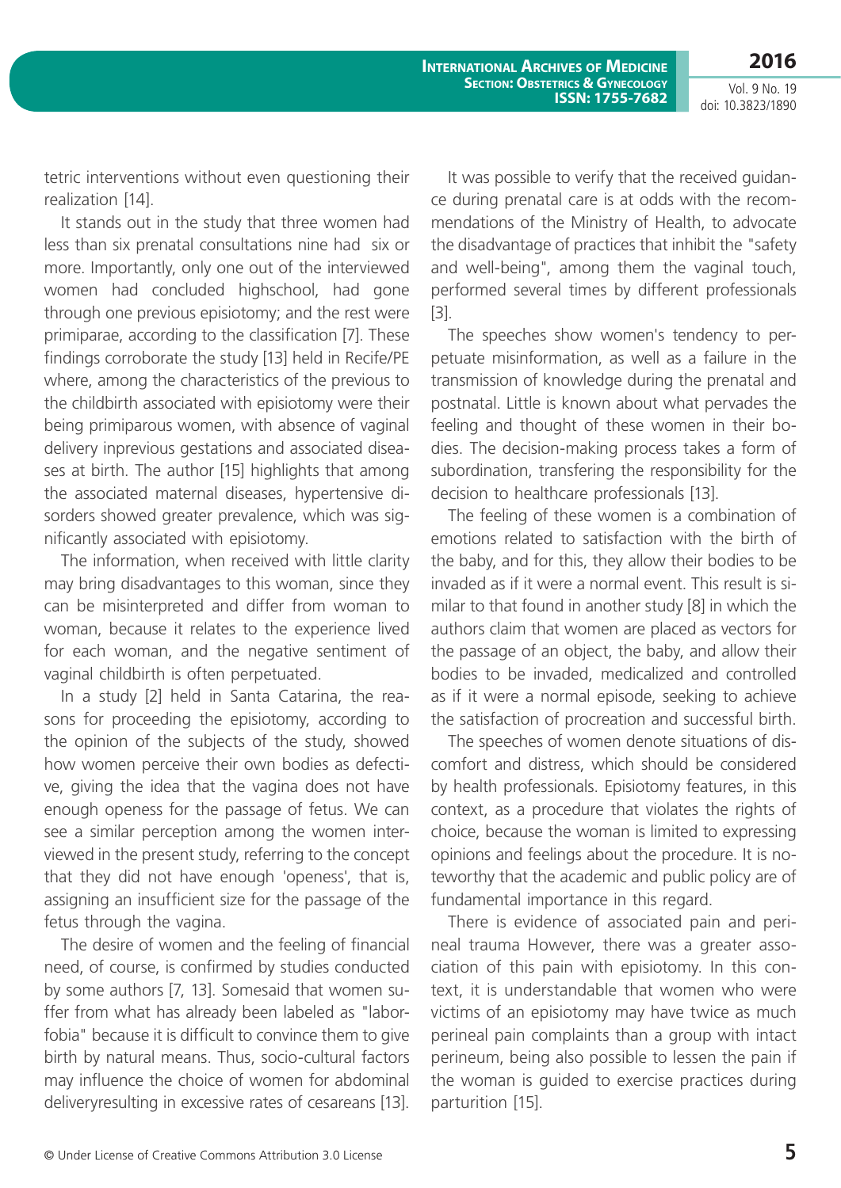tetric interventions without even questioning their realization [14].

It stands out in the study that three women had less than six prenatal consultations nine had six or more. Importantly, only one out of the interviewed women had concluded highschool, had gone through one previous episiotomy; and the rest were primiparae, according to the classification [7]. These findings corroborate the study [13] held in Recife/PE where, among the characteristics of the previous to the childbirth associated with episiotomy were their being primiparous women, with absence of vaginal delivery inprevious gestations and associated diseases at birth. The author [15] highlights that among the associated maternal diseases, hypertensive disorders showed greater prevalence, which was significantly associated with episiotomy.

The information, when received with little clarity may bring disadvantages to this woman, since they can be misinterpreted and differ from woman to woman, because it relates to the experience lived for each woman, and the negative sentiment of vaginal childbirth is often perpetuated.

In a study [2] held in Santa Catarina, the reasons for proceeding the episiotomy, according to the opinion of the subjects of the study, showed how women perceive their own bodies as defective, giving the idea that the vagina does not have enough openess for the passage of fetus. We can see a similar perception among the women interviewed in the present study, referring to the concept that they did not have enough 'openess', that is, assigning an insufficient size for the passage of the fetus through the vagina.

The desire of women and the feeling of financial need, of course, is confirmed by studies conducted by some authors [7, 13]. Somesaid that women suffer from what has already been labeled as "laborfobia" because it is difficult to convince them to give birth by natural means. Thus, socio-cultural factors may influence the choice of women for abdominal deliveryresulting in excessive rates of cesareans [13].

It was possible to verify that the received guidance during prenatal care is at odds with the recommendations of the Ministry of Health, to advocate the disadvantage of practices that inhibit the "safety and well-being", among them the vaginal touch, performed several times by different professionals [3].

The speeches show women's tendency to perpetuate misinformation, as well as a failure in the transmission of knowledge during the prenatal and postnatal. Little is known about what pervades the feeling and thought of these women in their bodies. The decision-making process takes a form of subordination, transfering the responsibility for the decision to healthcare professionals [13].

The feeling of these women is a combination of emotions related to satisfaction with the birth of the baby, and for this, they allow their bodies to be invaded as if it were a normal event. This result is similar to that found in another study [8] in which the authors claim that women are placed as vectors for the passage of an object, the baby, and allow their bodies to be invaded, medicalized and controlled as if it were a normal episode, seeking to achieve the satisfaction of procreation and successful birth.

The speeches of women denote situations of discomfort and distress, which should be considered by health professionals. Episiotomy features, in this context, as a procedure that violates the rights of choice, because the woman is limited to expressing opinions and feelings about the procedure. It is noteworthy that the academic and public policy are of fundamental importance in this regard.

There is evidence of associated pain and perineal trauma However, there was a greater association of this pain with episiotomy. In this context, it is understandable that women who were victims of an episiotomy may have twice as much perineal pain complaints than a group with intact perineum, being also possible to lessen the pain if the woman is guided to exercise practices during parturition [15].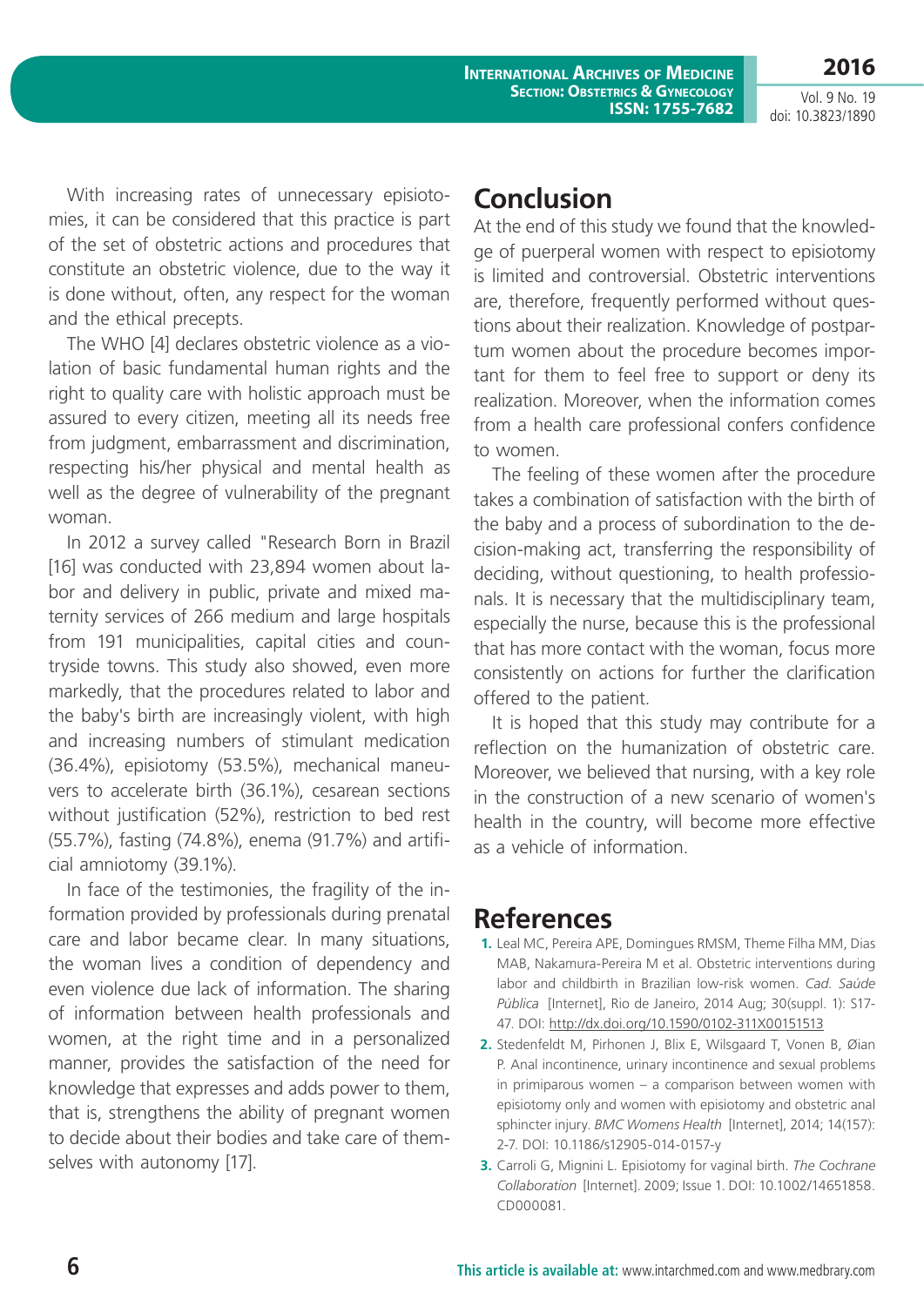With increasing rates of unnecessary episiotomies, it can be considered that this practice is part of the set of obstetric actions and procedures that constitute an obstetric violence, due to the way it is done without, often, any respect for the woman and the ethical precepts.

The WHO [4] declares obstetric violence as a violation of basic fundamental human rights and the right to quality care with holistic approach must be assured to every citizen, meeting all its needs free from judgment, embarrassment and discrimination, respecting his/her physical and mental health as well as the degree of vulnerability of the pregnant woman.

In 2012 a survey called "Research Born in Brazil [16] was conducted with 23,894 women about labor and delivery in public, private and mixed maternity services of 266 medium and large hospitals from 191 municipalities, capital cities and countryside towns. This study also showed, even more markedly, that the procedures related to labor and the baby's birth are increasingly violent, with high and increasing numbers of stimulant medication (36.4%), episiotomy (53.5%), mechanical maneuvers to accelerate birth (36.1%), cesarean sections without justification (52%), restriction to bed rest (55.7%), fasting (74.8%), enema (91.7%) and artificial amniotomy (39.1%).

In face of the testimonies, the fragility of the information provided by professionals during prenatal care and labor became clear. In many situations, the woman lives a condition of dependency and even violence due lack of information. The sharing of information between health professionals and women, at the right time and in a personalized manner, provides the satisfaction of the need for knowledge that expresses and adds power to them, that is, strengthens the ability of pregnant women to decide about their bodies and take care of themselves with autonomy [17].

## Conclusion

At the end of this study we found that the knowledge of puerperal women with respect to episiotomy is limited and controversial. Obstetric interventions are, therefore, frequently performed without questions about their realization. Knowledge of postpartum women about the procedure becomes important for them to feel free to support or deny its realization. Moreover, when the information comes from a health care professional confers confidence to women.

The feeling of these women after the procedure takes a combination of satisfaction with the birth of the baby and a process of subordination to the decision-making act, transferring the responsibility of deciding, without questioning, to health professionals. It is necessary that the multidisciplinary team, especially the nurse, because this is the professional that has more contact with the woman, focus more consistently on actions for further the clarification offered to the patient.

It is hoped that this study may contribute for a reflection on the humanization of obstetric care. Moreover, we believed that nursing, with a key role in the construction of a new scenario of women's health in the country, will become more effective as a vehicle of information.

## References

1. Leal MC, Pereira APE, Domingues RMSM, Theme Filha MM, Dias MAB, Nakamura-Pereira M et al. Obstetric interventions during labor and childbirth in Brazilian low-risk women. *Cad. Saúde Pública* [Internet], Rio de Janeiro, 2014 Aug; 30(suppl. 1): S17-47. DOI: http://dx.doi.org/10.1590/0102-311X00151513
2. Stedenfeldt M, Pirhonen J, Blix E, Wilsgaard T, Vonen B, Øian P. Anal incontinence, urinary incontinence and sexual problems in primiparous women – a comparison between women with episiotomy only and women with episiotomy and obstetric anal sphincter injury. *BMC Womens Health* [Internet], 2014; 14(157): 2-7. DOI: 10.1186/s12905-014-0157-y
3. Carroli G, Mignini L. Episiotomy for vaginal birth. *The Cochrane Collaboration* [Internet]. 2009; Issue 1. DOI: 10.1002/14651858.CD000081.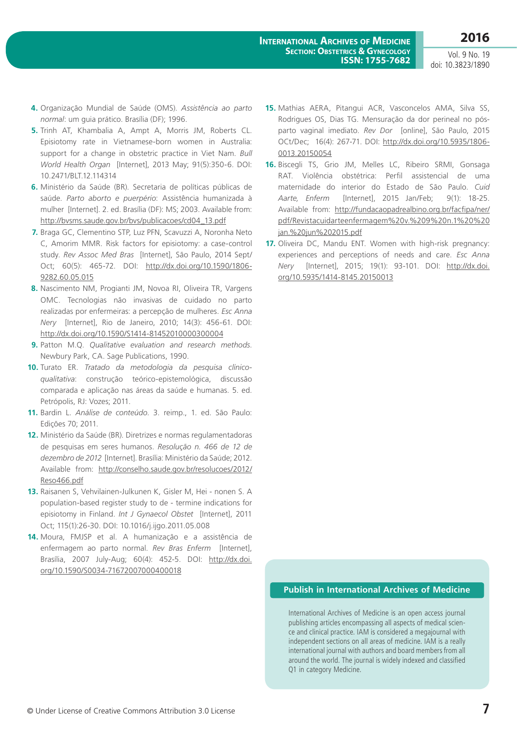4. Organização Mundial de Saúde (OMS). *Assistência ao parto normal*: um guia prático. Brasília (DF); 1996.
5. Trinh AT, Khambalia A, Ampt A, Morris JM, Roberts CL. Episiotomy rate in Vietnamese-born women in Australia: support for a change in obstetric practice in Viet Nam. *Bull World Health Organ* [Internet], 2013 May; 91(5):350-6. DOI: 10.2471/BLT.12.114314
6. Ministério da Saúde (BR). Secretaria de políticas públicas de saúde. *Parto aborto e puerpério*: Assistência humanizada à mulher [Internet]. 2. ed. Brasília (DF): MS; 2003. Available from: http://bvsms.saude.gov.br/bvs/publicacoes/cd04_13.pdf
7. Braga GC, Clementino STP, Luz PFN, Scavuzzi A, Noronha Neto C, Amorim MMR. Risk factors for episiotomy: a case-control study. *Rev Assoc Med Bras* [Internet], São Paulo, 2014 Sept/Oct; 60(5): 465-72. DOI: http://dx.doi.org/10.1590/1806-9282.60.05.015
8. Nascimento NM, Progianti JM, Novoa RI, Oliveira TR, Vargens OMC. Tecnologias não invasivas de cuidado no parto realizadas por enfermeiras: a percepção de mulheres. *Esc Anna Nery* [Internet], Rio de Janeiro, 2010; 14(3): 456-61. DOI: http://dx.doi.org/10.1590/S1414-81452010000300004
9. Patton M.Q. *Qualitative evaluation and research methods*. Newbury Park, CA. Sage Publications, 1990.
10. Turato ER. *Tratado da metodologia da pesquisa clínico-qualitativa*: construção teórico-epistemológica, discussão comparada e aplicação nas áreas da saúde e humanas. 5. ed. Petrópolis, RJ: Vozes; 2011.
11. Bardin L. *Análise de conteúdo*. 3. reimp., 1. ed. São Paulo: Edições 70; 2011.
12. Ministério da Saúde (BR). Diretrizes e normas regulamentadoras de pesquisas em seres humanos. *Resolução n. 466 de 12 de dezembro de 2012* [Internet]. Brasília: Ministério da Saúde; 2012. Available from: http://conselho.saude.gov.br/resolucoes/2012/Reso466.pdf
13. Raisanen S, Vehvilainen-Julkunen K, Gisler M, Hei - nonen S. A population-based register study to de - termine indications for episiotomy in Finland. *Int J Gynaecol Obstet* [Internet], 2011 Oct; 115(1):26-30. DOI: 10.1016/j.ijgo.2011.05.008
14. Moura, FMJSP et al. A humanização e a assistência de enfermagem ao parto normal. *Rev Bras Enferm* [Internet], Brasília, 2007 July-Aug; 60(4): 452-5. DOI: http://dx.doi.org/10.1590/S0034-71672007000400018
15. Mathias AERA, Pitangui ACR, Vasconcelos AMA, Silva SS, Rodrigues OS, Dias TG. Mensuração da dor perineal no pós-parto vaginal imediato. *Rev Dor* [online], São Paulo, 2015 OCt/Dec; 16(4): 267-71. DOI: http://dx.doi.org/10.5935/1806-0013.20150054
16. Biscegli TS, Grio JM, Melles LC, Ribeiro SRMI, Gonsaga RAT. Violência obstétrica: Perfil assistencial de uma maternidade do interior do Estado de São Paulo. *Cuid Aarte, Enferm* [Internet], 2015 Jan/Feb; 9(1): 18-25. Available from: http://fundacaopadrealbino.org.br/facfipa/ner/pdf/Revistacuidarteenfermagem%20v.%209%20n.1%20%20jan.%20jun%202015.pdf
17. Oliveira DC, Mandu ENT. Women with high-risk pregnancy: experiences and perceptions of needs and care. *Esc Anna Nery* [Internet], 2015; 19(1): 93-101. DOI: http://dx.doi.org/10.5935/1414-8145.20150013

**Publish in International Archives of Medicine**

International Archives of Medicine is an open access journal publishing articles encompassing all aspects of medical science and clinical practice. IAM is considered a megajournal with independent sections on all areas of medicine. IAM is a really international journal with authors and board members from all around the world. The journal is widely indexed and classified Q1 in category Medicine.